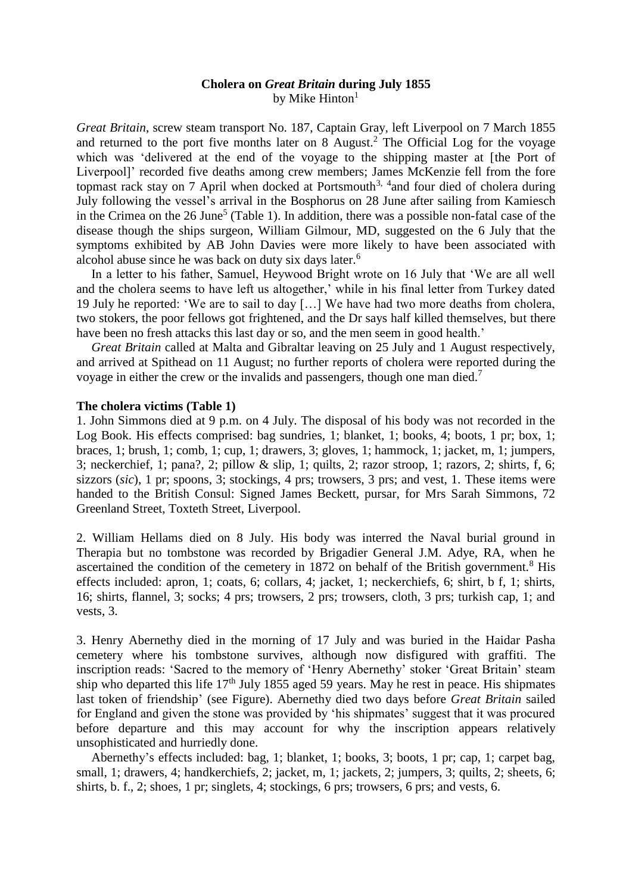**Cholera on *Great Britain* during July 1855**

by Mike Hinton[1]

*Great Britain*, screw steam transport No. 187, Captain Gray, left Liverpool on 7 March 1855 and returned to the port five months later on 8 August.[2] The Official Log for the voyage which was 'delivered at the end of the voyage to the shipping master at [the Port of Liverpool]' recorded five deaths among crew members; James McKenzie fell from the fore topmast rack stay on 7 April when docked at Portsmouth[3, 4] and four died of cholera during July following the vessel's arrival in the Bosphorus on 28 June after sailing from Kamiesch in the Crimea on the 26 June[5] (Table 1). In addition, there was a possible non-fatal case of the disease though the ships surgeon, William Gilmour, MD, suggested on the 6 July that the symptoms exhibited by AB John Davies were more likely to have been associated with alcohol abuse since he was back on duty six days later.[6]

In a letter to his father, Samuel, Heywood Bright wrote on 16 July that 'We are all well and the cholera seems to have left us altogether,' while in his final letter from Turkey dated 19 July he reported: 'We are to sail to day […] We have had two more deaths from cholera, two stokers, the poor fellows got frightened, and the Dr says half killed themselves, but there have been no fresh attacks this last day or so, and the men seem in good health.'

*Great Britain* called at Malta and Gibraltar leaving on 25 July and 1 August respectively, and arrived at Spithead on 11 August; no further reports of cholera were reported during the voyage in either the crew or the invalids and passengers, though one man died.[7]

**The cholera victims (Table 1)**

1. John Simmons died at 9 p.m. on 4 July. The disposal of his body was not recorded in the Log Book. His effects comprised: bag sundries, 1; blanket, 1; books, 4; boots, 1 pr; box, 1; braces, 1; brush, 1; comb, 1; cup, 1; drawers, 3; gloves, 1; hammock, 1; jacket, m, 1; jumpers, 3; neckerchief, 1; pana?, 2; pillow & slip, 1; quilts, 2; razor stroop, 1; razors, 2; shirts, f, 6; sizzors (*sic*), 1 pr; spoons, 3; stockings, 4 prs; trowsers, 3 prs; and vest, 1. These items were handed to the British Consul: Signed James Beckett, pursar, for Mrs Sarah Simmons, 72 Greenland Street, Toxteth Street, Liverpool.

2. William Hellams died on 8 July. His body was interred the Naval burial ground in Therapia but no tombstone was recorded by Brigadier General J.M. Adye, RA, when he ascertained the condition of the cemetery in 1872 on behalf of the British government.[8] His effects included: apron, 1; coats, 6; collars, 4; jacket, 1; neckerchiefs, 6; shirt, b f, 1; shirts, 16; shirts, flannel, 3; socks; 4 prs; trowsers, 2 prs; trowsers, cloth, 3 prs; turkish cap, 1; and vests, 3.

3. Henry Abernethy died in the morning of 17 July and was buried in the Haidar Pasha cemetery where his tombstone survives, although now disfigured with graffiti. The inscription reads: 'Sacred to the memory of 'Henry Abernethy' stoker 'Great Britain' steam ship who departed this life 17th July 1855 aged 59 years. May he rest in peace. His shipmates last token of friendship' (see Figure). Abernethy died two days before *Great Britain* sailed for England and given the stone was provided by 'his shipmates' suggest that it was procured before departure and this may account for why the inscription appears relatively unsophisticated and hurriedly done.

Abernethy's effects included: bag, 1; blanket, 1; books, 3; boots, 1 pr; cap, 1; carpet bag, small, 1; drawers, 4; handkerchiefs, 2; jacket, m, 1; jackets, 2; jumpers, 3; quilts, 2; sheets, 6; shirts, b. f., 2; shoes, 1 pr; singlets, 4; stockings, 6 prs; trowsers, 6 prs; and vests, 6.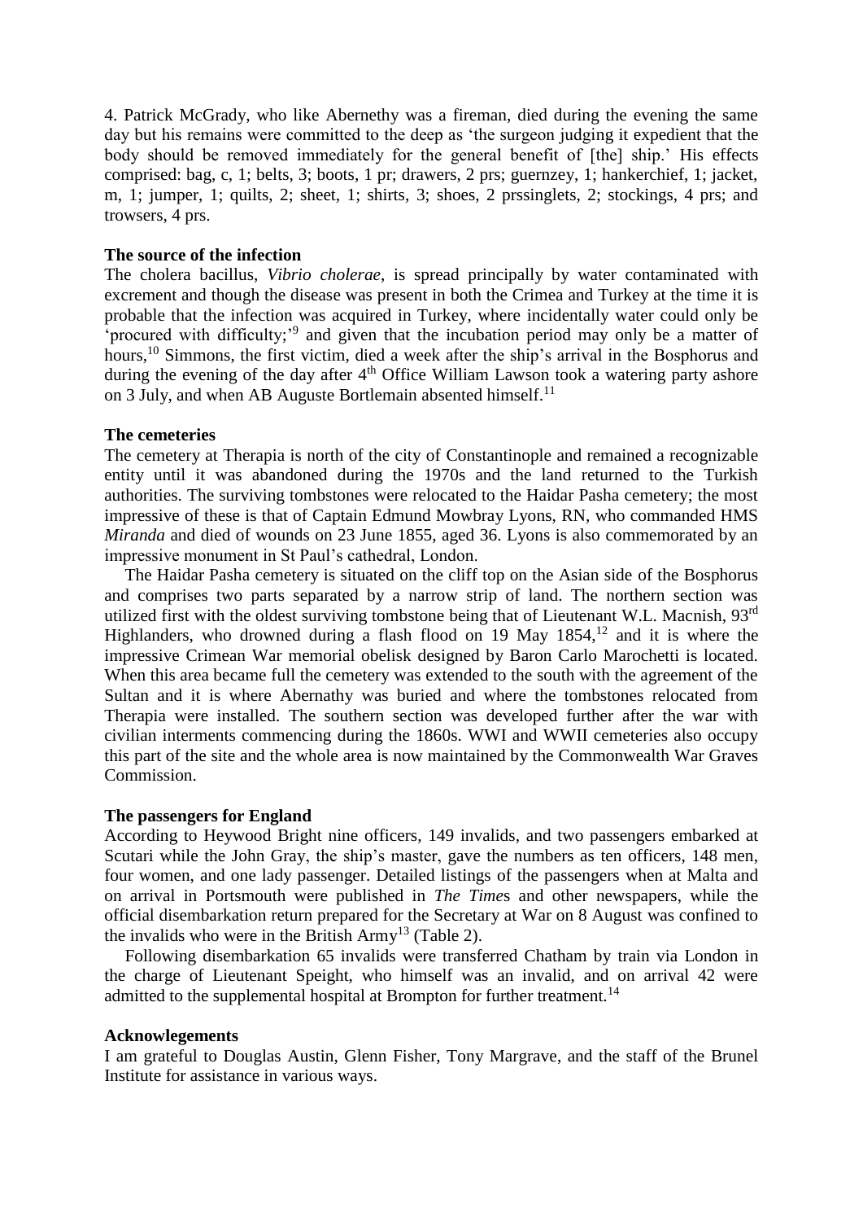4. Patrick McGrady, who like Abernethy was a fireman, died during the evening the same day but his remains were committed to the deep as 'the surgeon judging it expedient that the body should be removed immediately for the general benefit of [the] ship.' His effects comprised: bag, c, 1; belts, 3; boots, 1 pr; drawers, 2 prs; guernzey, 1; hankerchief, 1; jacket, m, 1; jumper, 1; quilts, 2; sheet, 1; shirts, 3; shoes, 2 prssinglets, 2; stockings, 4 prs; and trowsers, 4 prs.

**The source of the infection**

The cholera bacillus, *Vibrio cholerae*, is spread principally by water contaminated with excrement and though the disease was present in both the Crimea and Turkey at the time it is probable that the infection was acquired in Turkey, where incidentally water could only be 'procured with difficulty;'[9] and given that the incubation period may only be a matter of hours,[10] Simmons, the first victim, died a week after the ship's arrival in the Bosphorus and during the evening of the day after 4th Office William Lawson took a watering party ashore on 3 July, and when AB Auguste Bortlemain absented himself.[11]

**The cemeteries**

The cemetery at Therapia is north of the city of Constantinople and remained a recognizable entity until it was abandoned during the 1970s and the land returned to the Turkish authorities. The surviving tombstones were relocated to the Haidar Pasha cemetery; the most impressive of these is that of Captain Edmund Mowbray Lyons, RN, who commanded HMS *Miranda* and died of wounds on 23 June 1855, aged 36. Lyons is also commemorated by an impressive monument in St Paul's cathedral, London.

The Haidar Pasha cemetery is situated on the cliff top on the Asian side of the Bosphorus and comprises two parts separated by a narrow strip of land. The northern section was utilized first with the oldest surviving tombstone being that of Lieutenant W.L. Macnish, 93rd Highlanders, who drowned during a flash flood on 19 May 1854,[12] and it is where the impressive Crimean War memorial obelisk designed by Baron Carlo Marochetti is located. When this area became full the cemetery was extended to the south with the agreement of the Sultan and it is where Abernathy was buried and where the tombstones relocated from Therapia were installed. The southern section was developed further after the war with civilian interments commencing during the 1860s. WWI and WWII cemeteries also occupy this part of the site and the whole area is now maintained by the Commonwealth War Graves Commission.

**The passengers for England**

According to Heywood Bright nine officers, 149 invalids, and two passengers embarked at Scutari while the John Gray, the ship's master, gave the numbers as ten officers, 148 men, four women, and one lady passenger. Detailed listings of the passengers when at Malta and on arrival in Portsmouth were published in *The Time*s and other newspapers, while the official disembarkation return prepared for the Secretary at War on 8 August was confined to the invalids who were in the British Army[13] (Table 2).

Following disembarkation 65 invalids were transferred Chatham by train via London in the charge of Lieutenant Speight, who himself was an invalid, and on arrival 42 were admitted to the supplemental hospital at Brompton for further treatment.[14]

**Acknowlegements**

I am grateful to Douglas Austin, Glenn Fisher, Tony Margrave, and the staff of the Brunel Institute for assistance in various ways.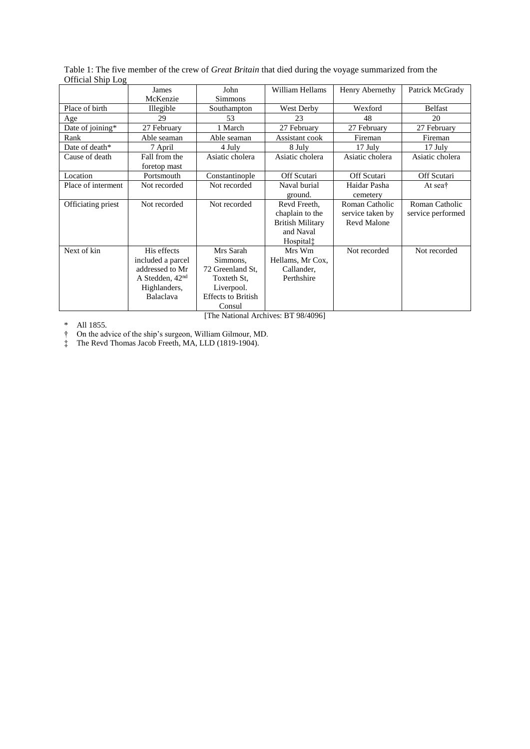Table 1: The five member of the crew of *Great Britain* that died during the voyage summarized from the Official Ship Log

| | James McKenzie | John Simmons | William Hellams | Henry Abernethy | Patrick McGrady |
|---|---|---|---|---|---|
| Place of birth | Illegible | Southampton | West Derby | Wexford | Belfast |
| Age | 29 | 53 | 23 | 48 | 20 |
| Date of joining* | 27 February | 1 March | 27 February | 27 February | 27 February |
| Rank | Able seaman | Able seaman | Assistant cook | Fireman | Fireman |
| Date of death* | 7 April | 4 July | 8 July | 17 July | 17 July |
| Cause of death | Fall from the foretop mast | Asiatic cholera | Asiatic cholera | Asiatic cholera | Asiatic cholera |
| Location | Portsmouth | Constantinople | Off Scutari | Off Scutari | Off Scutari |
| Place of interment | Not recorded | Not recorded | Naval burial ground. | Haidar Pasha cemetery | At sea† |
| Officiating priest | Not recorded | Not recorded | Revd Freeth, chaplain to the British Military and Naval Hospital‡ | Roman Catholic service taken by Revd Malone | Roman Catholic service performed |
| Next of kin | His effects included a parcel addressed to Mr A Stedden, 42nd Highlanders, Balaclava | Mrs Sarah Simmons, 72 Greenland St, Toxteth St, Liverpool. Effects to British Consul | Mrs Wm Hellams, Mr Cox, Callander, Perthshire | Not recorded | Not recorded |

[The National Archives: BT 98/4096]

\* All 1855.

† On the advice of the ship's surgeon, William Gilmour, MD.

‡ The Revd Thomas Jacob Freeth, MA, LLD (1819-1904).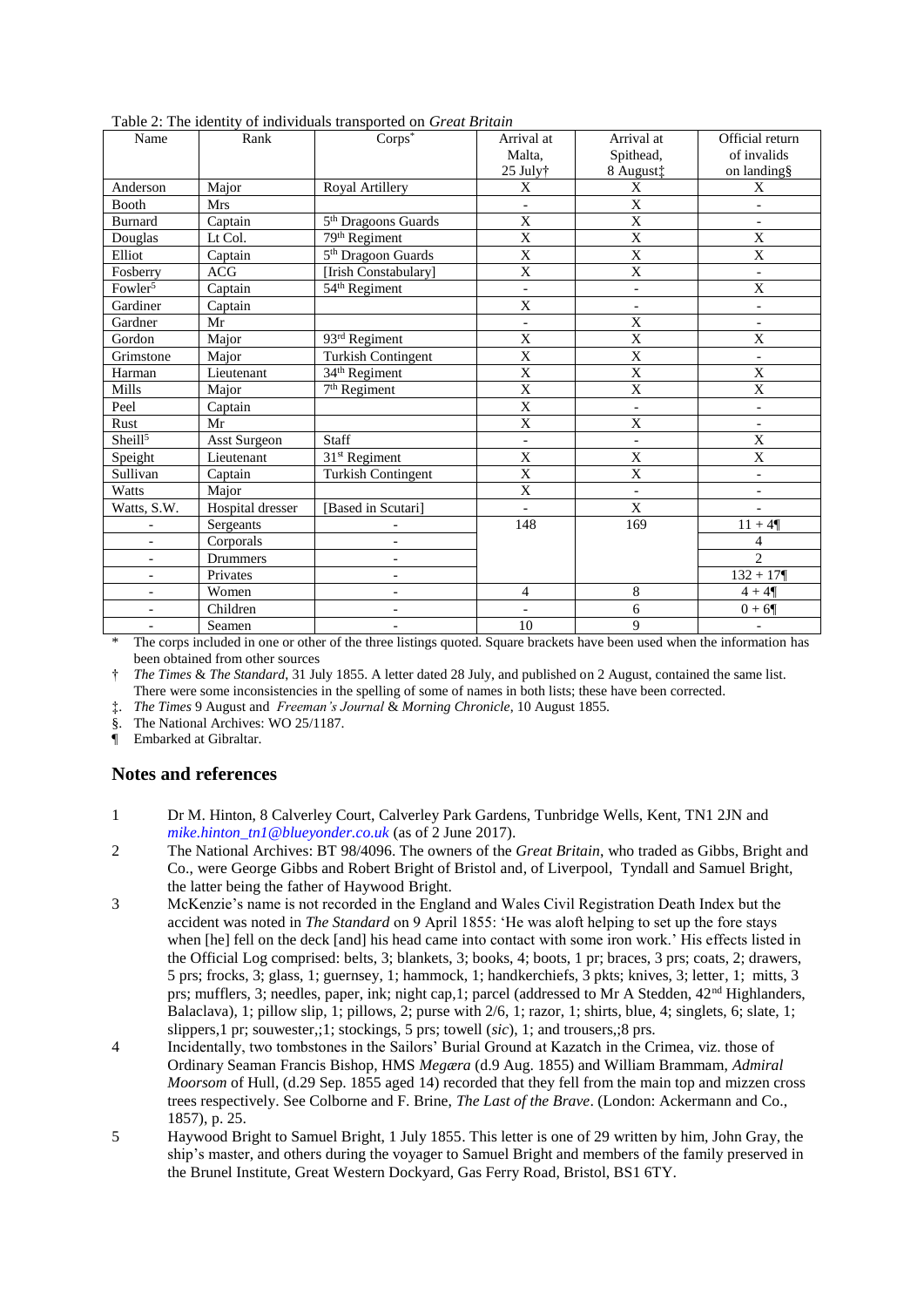Table 2: The identity of individuals transported on *Great Britain*

| Name | Rank | Corps* | Arrival at Malta, 25 July† | Arrival at Spithead, 8 August‡ | Official return of invalids on landing§ |
|---|---|---|---|---|---|
| Anderson | Major | Royal Artillery | X | X | X |
| Booth | Mrs | | - | X | - |
| Burnard | Captain | 5th Dragoons Guards | X | X | - |
| Douglas | Lt Col. | 79th Regiment | X | X | X |
| Elliot | Captain | 5th Dragoon Guards | X | X | X |
| Fosberry | ACG | [Irish Constabulary] | X | X | - |
| Fowler[5] | Captain | 54th Regiment | - | - | X |
| Gardiner | Captain | | X | - | - |
| Gardner | Mr | | - | X | - |
| Gordon | Major | 93rd Regiment | X | X | X |
| Grimstone | Major | Turkish Contingent | X | X | - |
| Harman | Lieutenant | 34th Regiment | X | X | X |
| Mills | Major | 7th Regiment | X | X | X |
| Peel | Captain | | X | - | - |
| Rust | Mr | | X | X | - |
| Sheill[5] | Asst Surgeon | Staff | - | - | X |
| Speight | Lieutenant | 31st Regiment | X | X | X |
| Sullivan | Captain | Turkish Contingent | X | X | - |
| Watts | Major | | X | - | - |
| Watts, S.W. | Hospital dresser | [Based in Scutari] | - | X | - |
| - | Sergeants | - | 148 | 169 | 11 + 4¶ |
| - | Corporals | - | | | 4 |
| - | Drummers | - | | | 2 |
| - | Privates | - | | | 132 + 17¶ |
| - | Women | - | 4 | 8 | 4 + 4¶ |
| - | Children | - | - | 6 | 0 + 6¶ |
| - | Seamen | - | 10 | 9 | - |

\* The corps included in one or other of the three listings quoted. Square brackets have been used when the information has been obtained from other sources

† *The Times* & *The Standard*, 31 July 1855. A letter dated 28 July, and published on 2 August, contained the same list. There were some inconsistencies in the spelling of some of names in both lists; these have been corrected.

‡. *The Times* 9 August and *Freeman's Journal* & *Morning Chronicle*, 10 August 1855.

§. The National Archives: WO 25/1187.

¶ Embarked at Gibraltar.

## Notes and references

1. Dr M. Hinton, 8 Calverley Court, Calverley Park Gardens, Tunbridge Wells, Kent, TN1 2JN and *mike.hinton_tn1@blueyonder.co.uk* (as of 2 June 2017).
2. The National Archives: BT 98/4096. The owners of the *Great Britain*, who traded as Gibbs, Bright and Co., were George Gibbs and Robert Bright of Bristol and, of Liverpool, Tyndall and Samuel Bright, the latter being the father of Haywood Bright.
3. McKenzie's name is not recorded in the England and Wales Civil Registration Death Index but the accident was noted in *The Standard* on 9 April 1855: 'He was aloft helping to set up the fore stays when [he] fell on the deck [and] his head came into contact with some iron work.' His effects listed in the Official Log comprised: belts, 3; blankets, 3; books, 4; boots, 1 pr; braces, 3 prs; coats, 2; drawers, 5 prs; frocks, 3; glass, 1; guernsey, 1; hammock, 1; handkerchiefs, 3 pkts; knives, 3; letter, 1; mitts, 3 prs; mufflers, 3; needles, paper, ink; night cap,1; parcel (addressed to Mr A Stedden, 42nd Highlanders, Balaclava), 1; pillow slip, 1; pillows, 2; purse with 2/6, 1; razor, 1; shirts, blue, 4; singlets, 6; slate, 1; slippers,1 pr; souwester,;1; stockings, 5 prs; towell (*sic*), 1; and trousers,;8 prs.
4. Incidentally, two tombstones in the Sailors' Burial Ground at Kazatch in the Crimea, viz. those of Ordinary Seaman Francis Bishop, HMS *Megæra* (d.9 Aug. 1855) and William Brammam, *Admiral Moorsom* of Hull, (d.29 Sep. 1855 aged 14) recorded that they fell from the main top and mizzen cross trees respectively. See Colborne and F. Brine, *The Last of the Brave*. (London: Ackermann and Co., 1857), p. 25.
5. Haywood Bright to Samuel Bright, 1 July 1855. This letter is one of 29 written by him, John Gray, the ship's master, and others during the voyager to Samuel Bright and members of the family preserved in the Brunel Institute, Great Western Dockyard, Gas Ferry Road, Bristol, BS1 6TY.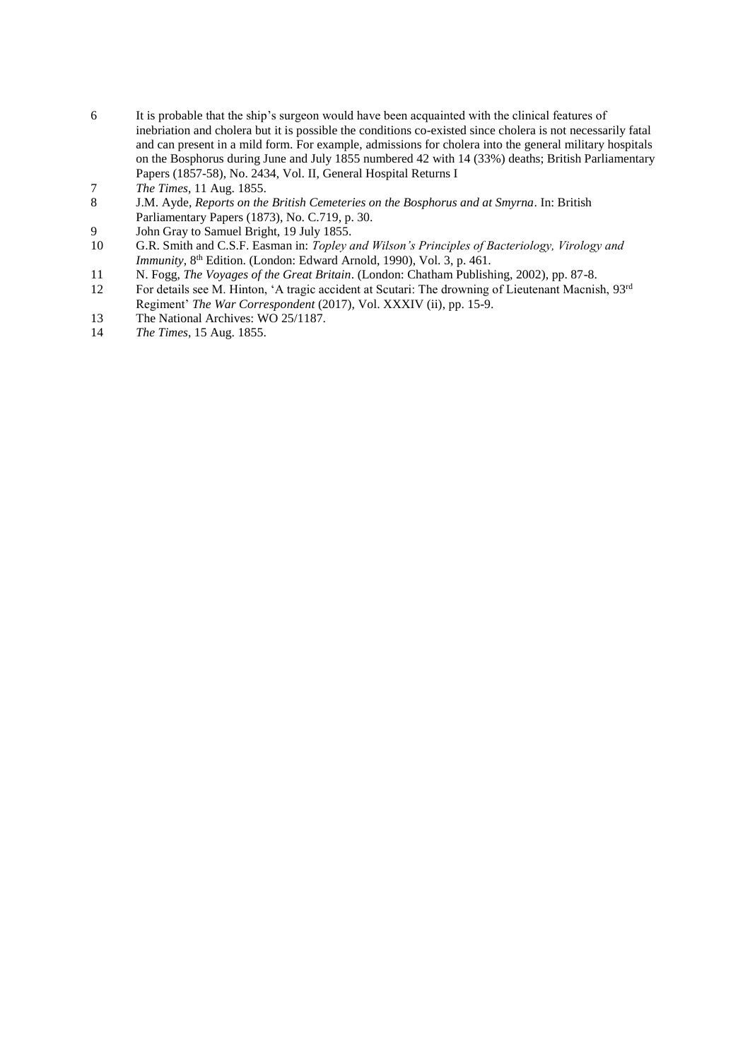6 It is probable that the ship's surgeon would have been acquainted with the clinical features of inebriation and cholera but it is possible the conditions co-existed since cholera is not necessarily fatal and can present in a mild form. For example, admissions for cholera into the general military hospitals on the Bosphorus during June and July 1855 numbered 42 with 14 (33%) deaths; British Parliamentary Papers (1857-58), No. 2434, Vol. II, General Hospital Returns I

7 *The Times*, 11 Aug. 1855.

8 J.M. Ayde, *Reports on the British Cemeteries on the Bosphorus and at Smyrna*. In: British Parliamentary Papers (1873), No. C.719, p. 30.

9 John Gray to Samuel Bright, 19 July 1855.

10 G.R. Smith and C.S.F. Easman in: *Topley and Wilson's Principles of Bacteriology, Virology and Immunity*, 8th Edition. (London: Edward Arnold, 1990), Vol. 3, p. 461.

11 N. Fogg, *The Voyages of the Great Britain*. (London: Chatham Publishing, 2002), pp. 87-8.

12 For details see M. Hinton, 'A tragic accident at Scutari: The drowning of Lieutenant Macnish, 93rd Regiment' *The War Correspondent* (2017), Vol. XXXIV (ii), pp. 15-9.

13 The National Archives: WO 25/1187.

14 *The Times*, 15 Aug. 1855.